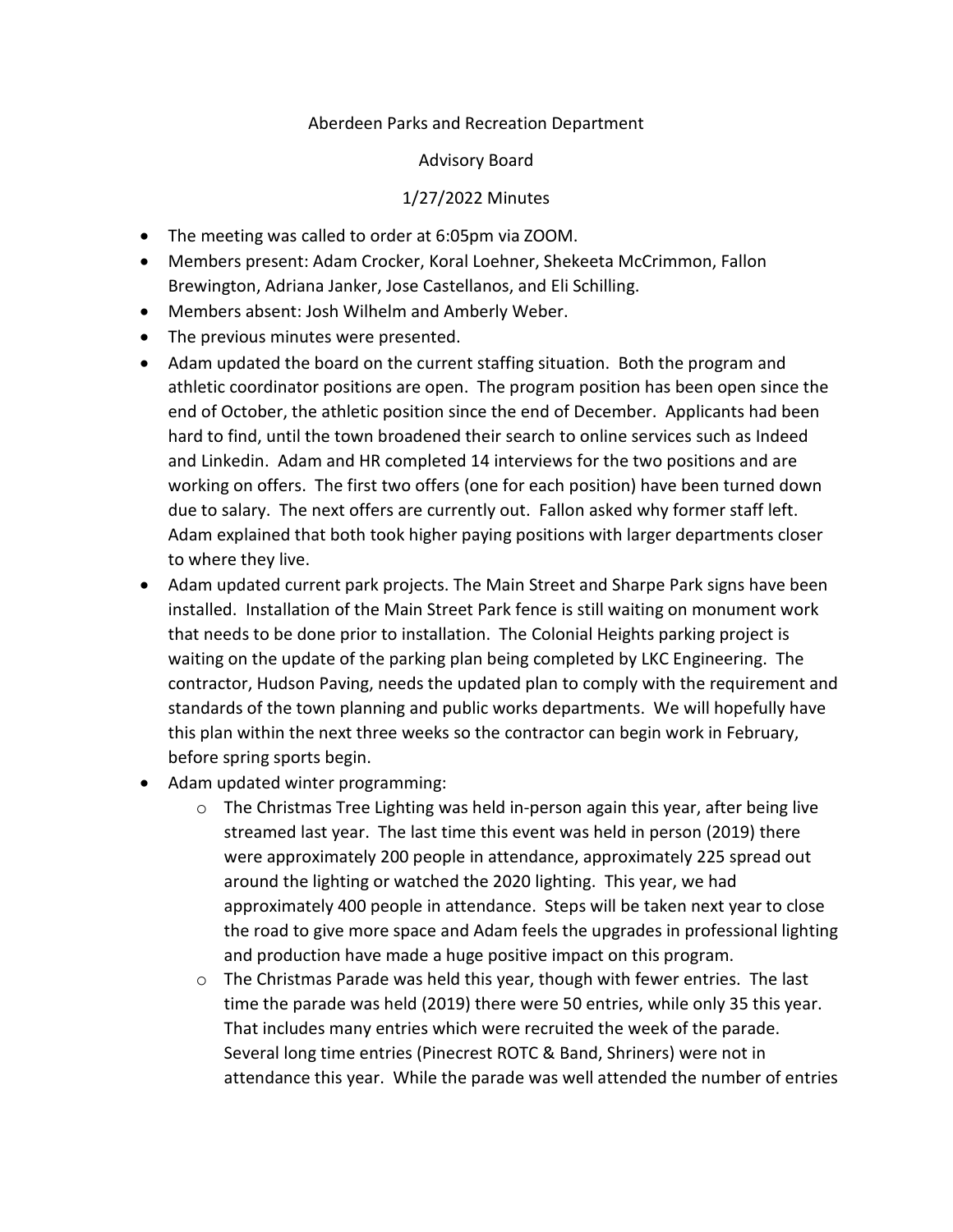Aberdeen Parks and Recreation Department

Advisory Board

1/27/2022 Minutes

- The meeting was called to order at 6:05pm via ZOOM.
- Members present: Adam Crocker, Koral Loehner, Shekeeta McCrimmon, Fallon Brewington, Adriana Janker, Jose Castellanos, and Eli Schilling.
- Members absent: Josh Wilhelm and Amberly Weber.
- The previous minutes were presented.
- Adam updated the board on the current staffing situation. Both the program and athletic coordinator positions are open. The program position has been open since the end of October, the athletic position since the end of December. Applicants had been hard to find, until the town broadened their search to online services such as Indeed and Linkedin. Adam and HR completed 14 interviews for the two positions and are working on offers. The first two offers (one for each position) have been turned down due to salary. The next offers are currently out. Fallon asked why former staff left. Adam explained that both took higher paying positions with larger departments closer to where they live.
- Adam updated current park projects. The Main Street and Sharpe Park signs have been installed. Installation of the Main Street Park fence is still waiting on monument work that needs to be done prior to installation. The Colonial Heights parking project is waiting on the update of the parking plan being completed by LKC Engineering. The contractor, Hudson Paving, needs the updated plan to comply with the requirement and standards of the town planning and public works departments. We will hopefully have this plan within the next three weeks so the contractor can begin work in February, before spring sports begin.
- Adam updated winter programming:
  - The Christmas Tree Lighting was held in-person again this year, after being live streamed last year. The last time this event was held in person (2019) there were approximately 200 people in attendance, approximately 225 spread out around the lighting or watched the 2020 lighting. This year, we had approximately 400 people in attendance. Steps will be taken next year to close the road to give more space and Adam feels the upgrades in professional lighting and production have made a huge positive impact on this program.
  - The Christmas Parade was held this year, though with fewer entries. The last time the parade was held (2019) there were 50 entries, while only 35 this year. That includes many entries which were recruited the week of the parade. Several long time entries (Pinecrest ROTC & Band, Shriners) were not in attendance this year. While the parade was well attended the number of entries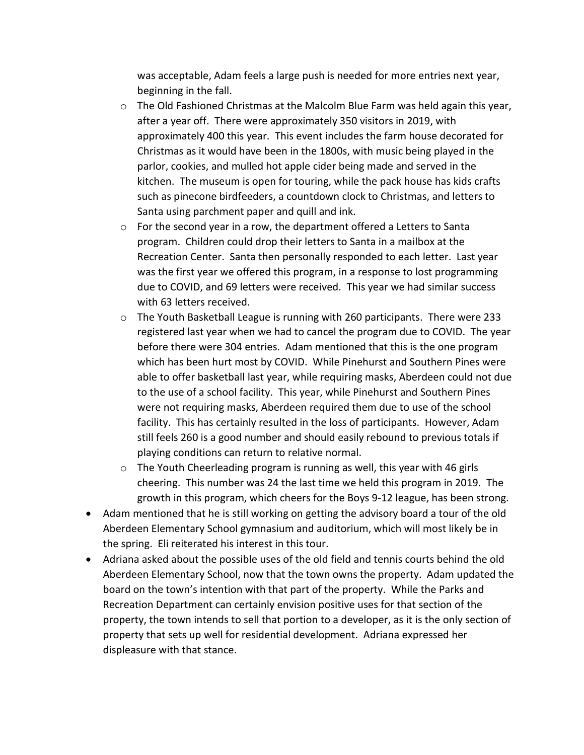was acceptable, Adam feels a large push is needed for more entries next year, beginning in the fall.

  - The Old Fashioned Christmas at the Malcolm Blue Farm was held again this year, after a year off. There were approximately 350 visitors in 2019, with approximately 400 this year. This event includes the farm house decorated for Christmas as it would have been in the 1800s, with music being played in the parlor, cookies, and mulled hot apple cider being made and served in the kitchen. The museum is open for touring, while the pack house has kids crafts such as pinecone birdfeeders, a countdown clock to Christmas, and letters to Santa using parchment paper and quill and ink.
  - For the second year in a row, the department offered a Letters to Santa program. Children could drop their letters to Santa in a mailbox at the Recreation Center. Santa then personally responded to each letter. Last year was the first year we offered this program, in a response to lost programming due to COVID, and 69 letters were received. This year we had similar success with 63 letters received.
  - The Youth Basketball League is running with 260 participants. There were 233 registered last year when we had to cancel the program due to COVID. The year before there were 304 entries. Adam mentioned that this is the one program which has been hurt most by COVID. While Pinehurst and Southern Pines were able to offer basketball last year, while requiring masks, Aberdeen could not due to the use of a school facility. This year, while Pinehurst and Southern Pines were not requiring masks, Aberdeen required them due to use of the school facility. This has certainly resulted in the loss of participants. However, Adam still feels 260 is a good number and should easily rebound to previous totals if playing conditions can return to relative normal.
  - The Youth Cheerleading program is running as well, this year with 46 girls cheering. This number was 24 the last time we held this program in 2019. The growth in this program, which cheers for the Boys 9-12 league, has been strong.
- Adam mentioned that he is still working on getting the advisory board a tour of the old Aberdeen Elementary School gymnasium and auditorium, which will most likely be in the spring. Eli reiterated his interest in this tour.
- Adriana asked about the possible uses of the old field and tennis courts behind the old Aberdeen Elementary School, now that the town owns the property. Adam updated the board on the town's intention with that part of the property. While the Parks and Recreation Department can certainly envision positive uses for that section of the property, the town intends to sell that portion to a developer, as it is the only section of property that sets up well for residential development. Adriana expressed her displeasure with that stance.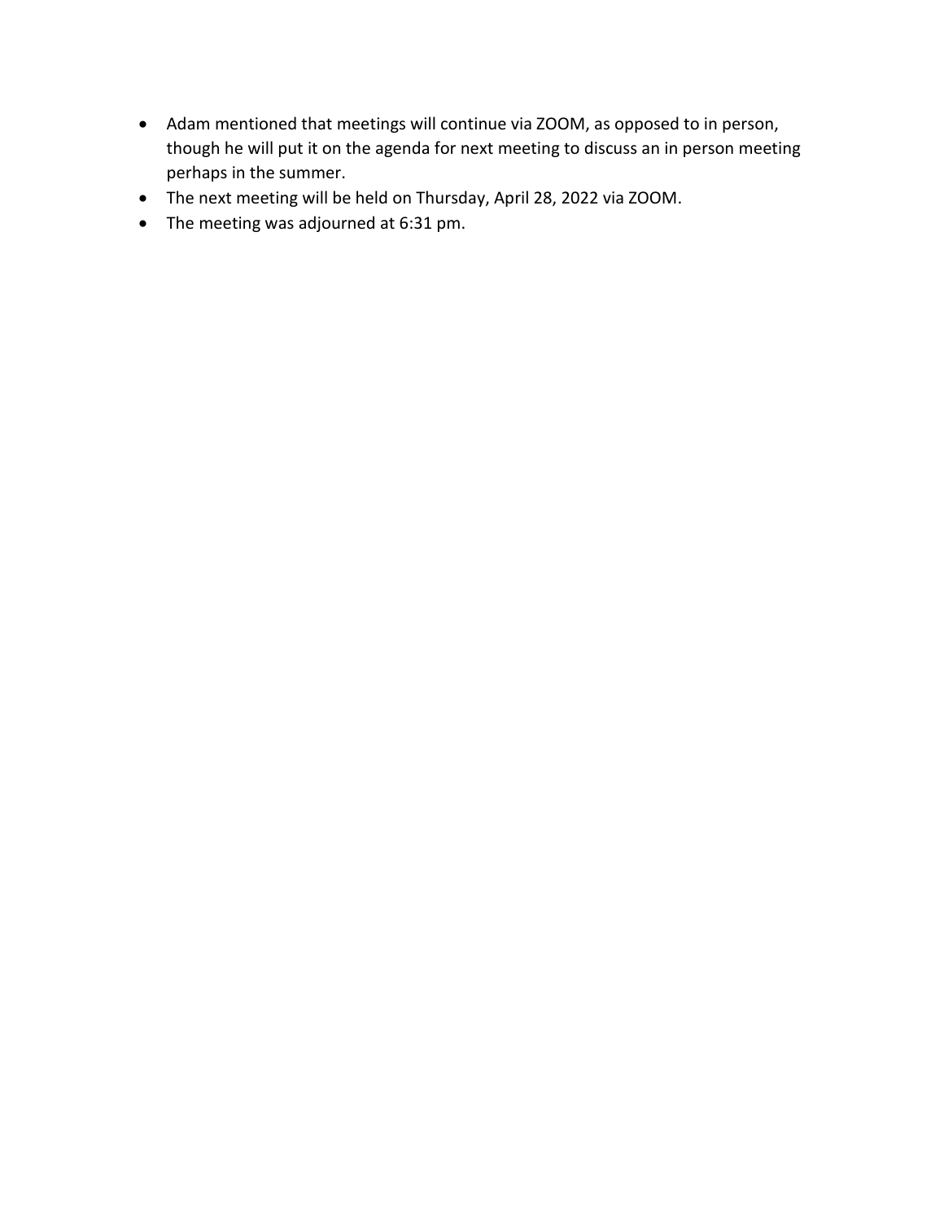- Adam mentioned that meetings will continue via ZOOM, as opposed to in person, though he will put it on the agenda for next meeting to discuss an in person meeting perhaps in the summer.
- The next meeting will be held on Thursday, April 28, 2022 via ZOOM.
- The meeting was adjourned at 6:31 pm.